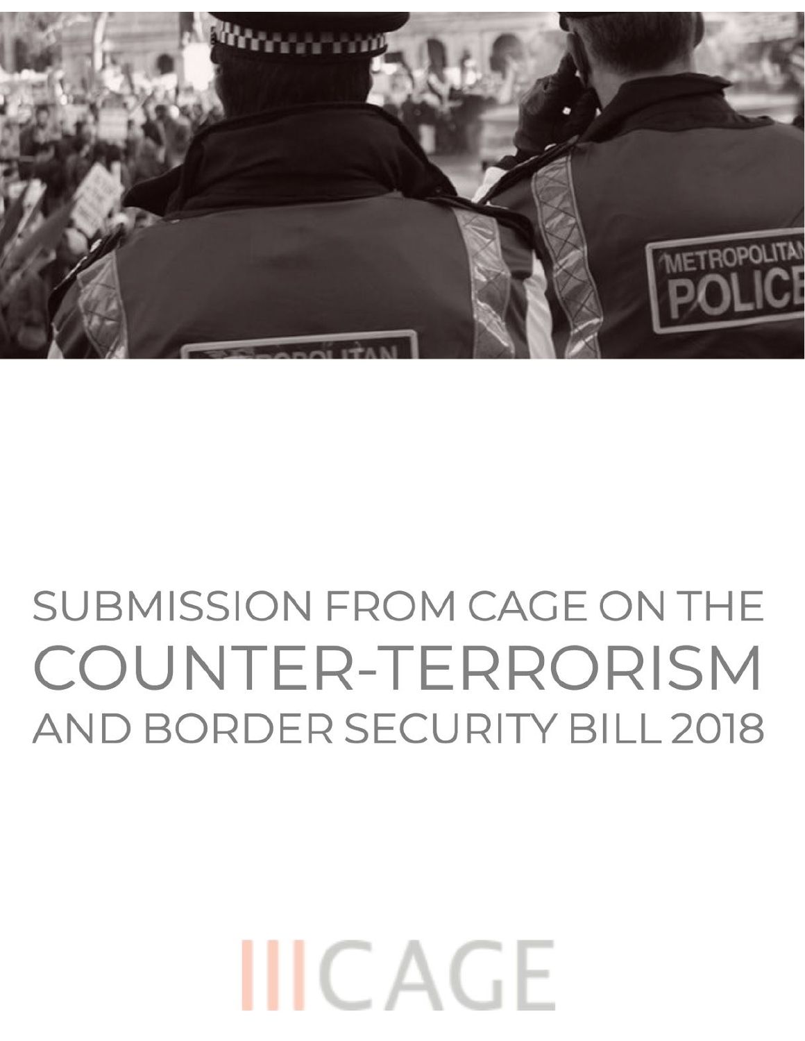# SUBMISSION FROM CAGE ON THE COUNTER-TERRORISM AND BORDER SECURITY BILL 2018

CAGE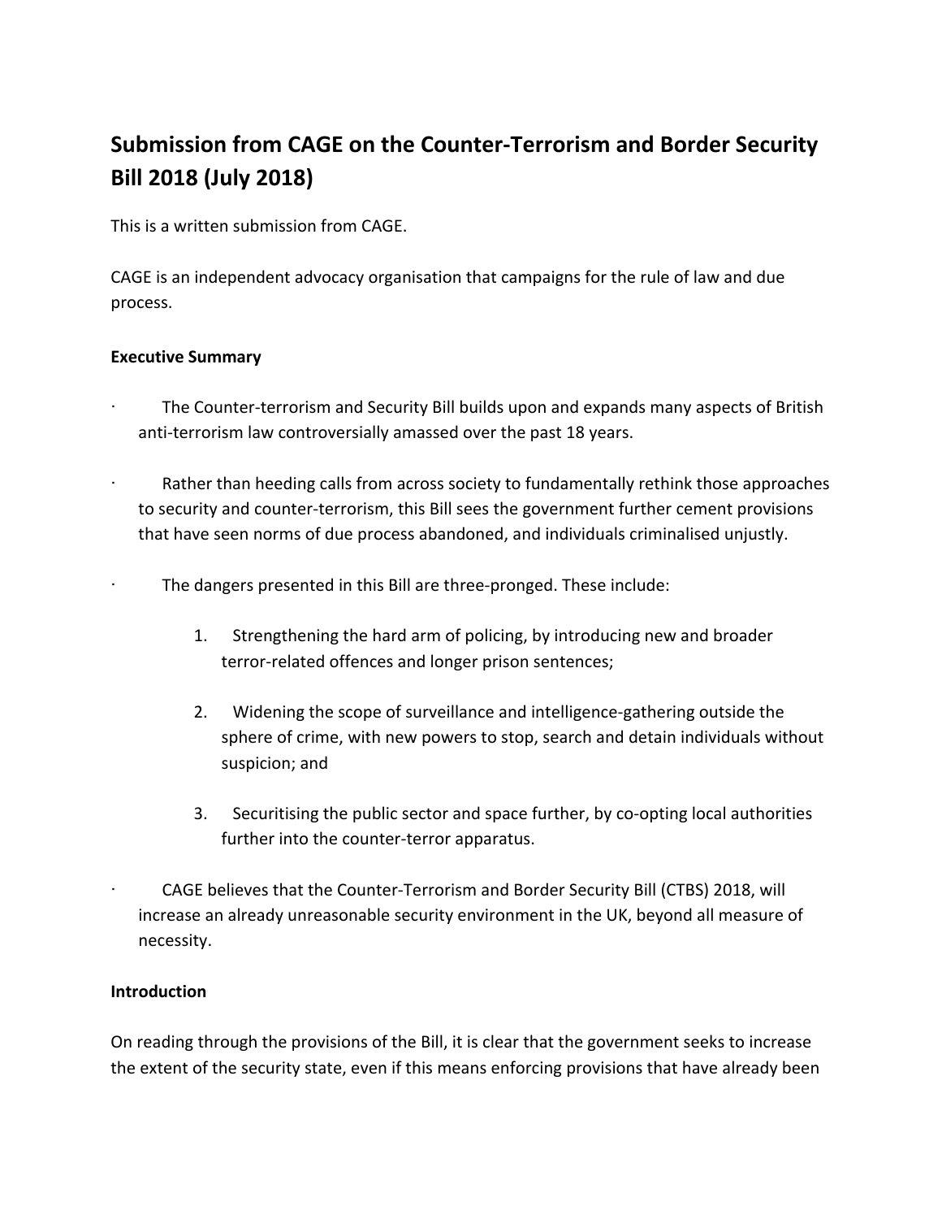## Submission from CAGE on the Counter-Terrorism and Border Security Bill 2018 (July 2018)

This is a written submission from CAGE.

CAGE is an independent advocacy organisation that campaigns for the rule of law and due process.

**Executive Summary**

- The Counter-terrorism and Security Bill builds upon and expands many aspects of British anti-terrorism law controversially amassed over the past 18 years.
- Rather than heeding calls from across society to fundamentally rethink those approaches to security and counter-terrorism, this Bill sees the government further cement provisions that have seen norms of due process abandoned, and individuals criminalised unjustly.
- The dangers presented in this Bill are three-pronged. These include:
    1. Strengthening the hard arm of policing, by introducing new and broader terror-related offences and longer prison sentences;
    2. Widening the scope of surveillance and intelligence-gathering outside the sphere of crime, with new powers to stop, search and detain individuals without suspicion; and
    3. Securitising the public sector and space further, by co-opting local authorities further into the counter-terror apparatus.
- CAGE believes that the Counter-Terrorism and Border Security Bill (CTBS) 2018, will increase an already unreasonable security environment in the UK, beyond all measure of necessity.

**Introduction**

On reading through the provisions of the Bill, it is clear that the government seeks to increase the extent of the security state, even if this means enforcing provisions that have already been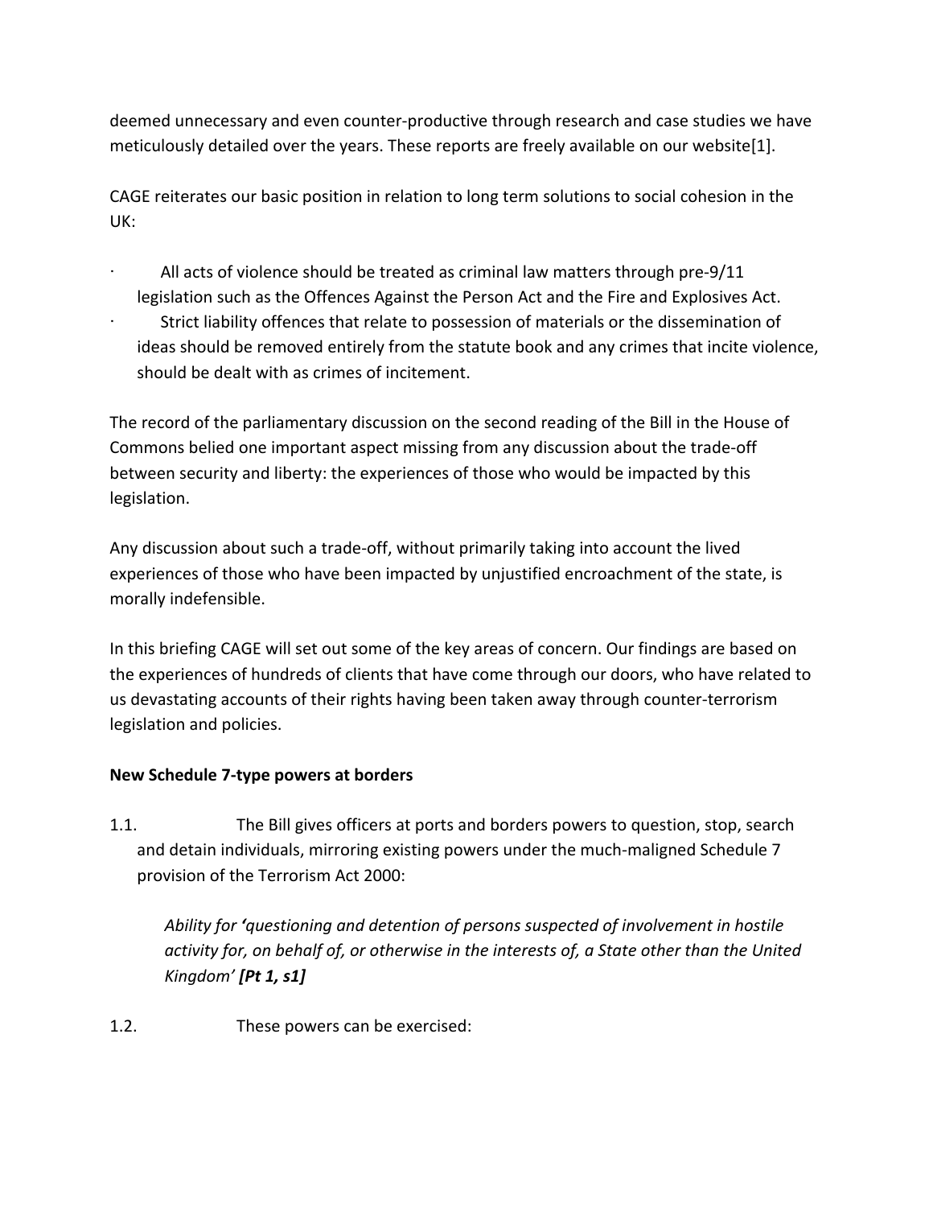deemed unnecessary and even counter-productive through research and case studies we have meticulously detailed over the years. These reports are freely available on our website[1].

CAGE reiterates our basic position in relation to long term solutions to social cohesion in the UK:

- All acts of violence should be treated as criminal law matters through pre-9/11 legislation such as the Offences Against the Person Act and the Fire and Explosives Act.
- Strict liability offences that relate to possession of materials or the dissemination of ideas should be removed entirely from the statute book and any crimes that incite violence, should be dealt with as crimes of incitement.

The record of the parliamentary discussion on the second reading of the Bill in the House of Commons belied one important aspect missing from any discussion about the trade-off between security and liberty: the experiences of those who would be impacted by this legislation.

Any discussion about such a trade-off, without primarily taking into account the lived experiences of those who have been impacted by unjustified encroachment of the state, is morally indefensible.

In this briefing CAGE will set out some of the key areas of concern. Our findings are based on the experiences of hundreds of clients that have come through our doors, who have related to us devastating accounts of their rights having been taken away through counter-terrorism legislation and policies.

**New Schedule 7-type powers at borders**

1.1. The Bill gives officers at ports and borders powers to question, stop, search and detain individuals, mirroring existing powers under the much-maligned Schedule 7 provision of the Terrorism Act 2000:

> *Ability for* ***'****questioning and detention of persons suspected of involvement in hostile activity for, on behalf of, or otherwise in the interests of, a State other than the United Kingdom'* ***[Pt 1, s1]***

1.2. These powers can be exercised: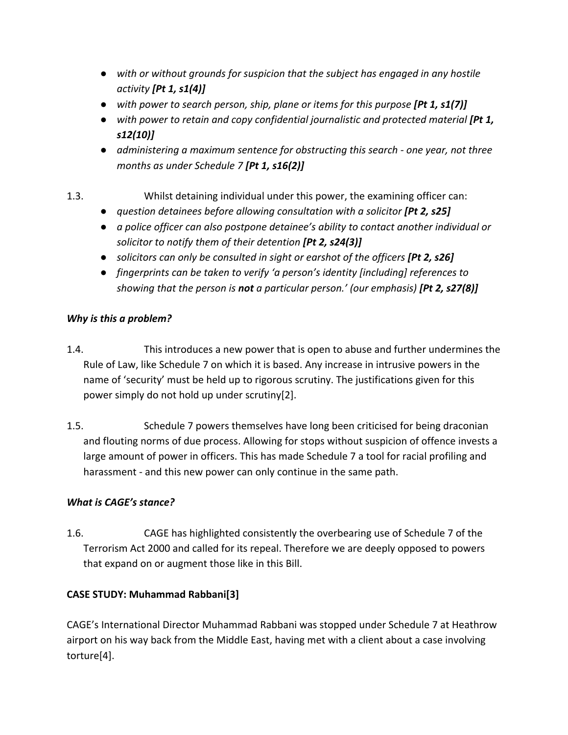- *with or without grounds for suspicion that the subject has engaged in any hostile activity **[Pt 1, s1(4)]***
- *with power to search person, ship, plane or items for this purpose **[Pt 1, s1(7)]***
- *with power to retain and copy confidential journalistic and protected material **[Pt 1, s12(10)]***
- *administering a maximum sentence for obstructing this search - one year, not three months as under Schedule 7 **[Pt 1, s16(2)]***

1.3. Whilst detaining individual under this power, the examining officer can:

- *question detainees before allowing consultation with a solicitor **[Pt 2, s25]***
- *a police officer can also postpone detainee's ability to contact another individual or solicitor to notify them of their detention **[Pt 2, s24(3)]***
- *solicitors can only be consulted in sight or earshot of the officers **[Pt 2, s26]***
- *fingerprints can be taken to verify 'a person's identity [including] references to showing that the person is **not** a particular person.' (our emphasis) **[Pt 2, s27(8)]***

***Why is this a problem?***

1.4. This introduces a new power that is open to abuse and further undermines the Rule of Law, like Schedule 7 on which it is based. Any increase in intrusive powers in the name of 'security' must be held up to rigorous scrutiny. The justifications given for this power simply do not hold up under scrutiny[2].

1.5. Schedule 7 powers themselves have long been criticised for being draconian and flouting norms of due process. Allowing for stops without suspicion of offence invests a large amount of power in officers. This has made Schedule 7 a tool for racial profiling and harassment - and this new power can only continue in the same path.

***What is CAGE's stance?***

1.6. CAGE has highlighted consistently the overbearing use of Schedule 7 of the Terrorism Act 2000 and called for its repeal. Therefore we are deeply opposed to powers that expand on or augment those like in this Bill.

**CASE STUDY: Muhammad Rabbani[3]**

CAGE's International Director Muhammad Rabbani was stopped under Schedule 7 at Heathrow airport on his way back from the Middle East, having met with a client about a case involving torture[4].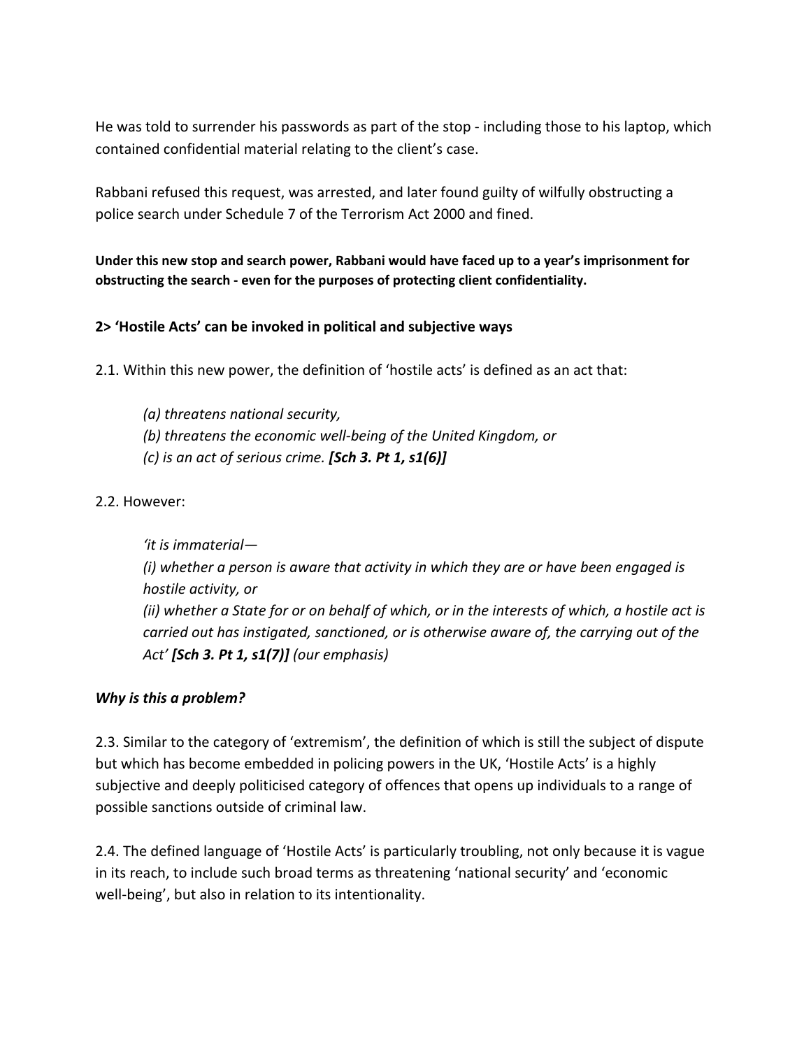He was told to surrender his passwords as part of the stop - including those to his laptop, which contained confidential material relating to the client's case.

Rabbani refused this request, was arrested, and later found guilty of wilfully obstructing a police search under Schedule 7 of the Terrorism Act 2000 and fined.

**Under this new stop and search power, Rabbani would have faced up to a year's imprisonment for obstructing the search - even for the purposes of protecting client confidentiality.**

### 2> 'Hostile Acts' can be invoked in political and subjective ways

2.1. Within this new power, the definition of 'hostile acts' is defined as an act that:

> *(a) threatens national security,*
> *(b) threatens the economic well-being of the United Kingdom, or*
> *(c) is an act of serious crime.* ***[Sch 3. Pt 1, s1(6)]***

2.2. However:

> *'it is immaterial—*
> *(i) whether a person is aware that activity in which they are or have been engaged is hostile activity, or*
> *(ii) whether a State for or on behalf of which, or in the interests of which, a hostile act is carried out has instigated, sanctioned, or is otherwise aware of, the carrying out of the Act'* ***[Sch 3. Pt 1, s1(7)]*** *(our emphasis)*

***Why is this a problem?***

2.3. Similar to the category of 'extremism', the definition of which is still the subject of dispute but which has become embedded in policing powers in the UK, 'Hostile Acts' is a highly subjective and deeply politicised category of offences that opens up individuals to a range of possible sanctions outside of criminal law.

2.4. The defined language of 'Hostile Acts' is particularly troubling, not only because it is vague in its reach, to include such broad terms as threatening 'national security' and 'economic well-being', but also in relation to its intentionality.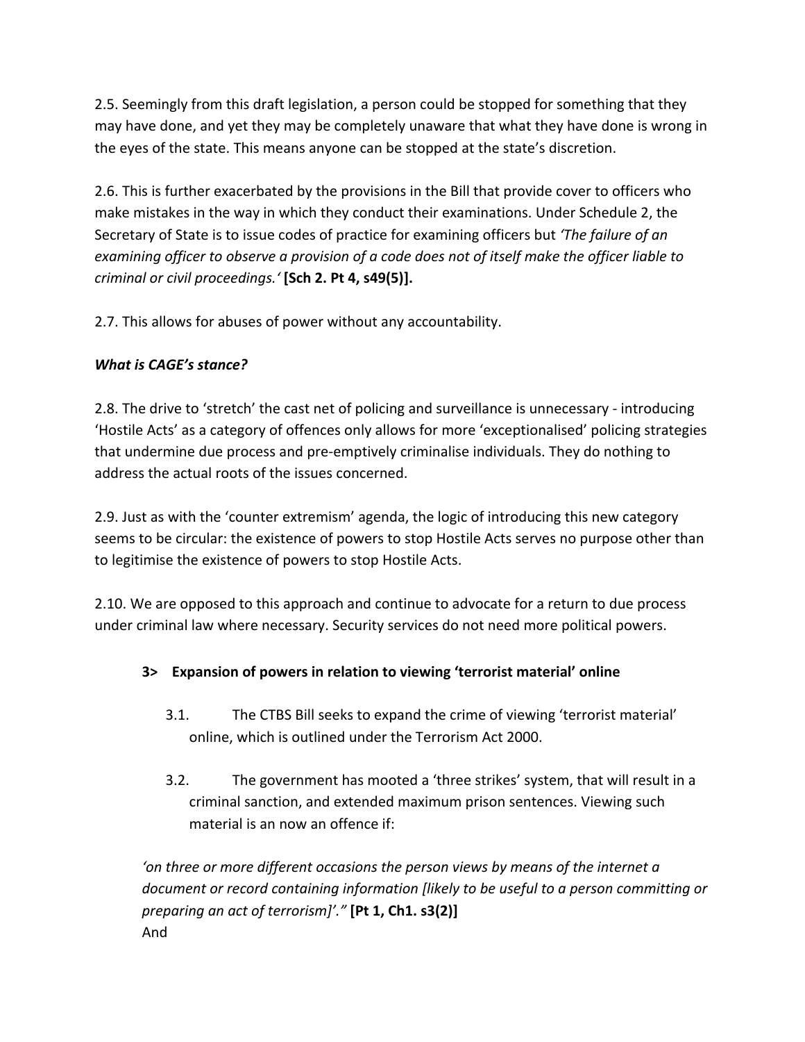2.5. Seemingly from this draft legislation, a person could be stopped for something that they may have done, and yet they may be completely unaware that what they have done is wrong in the eyes of the state. This means anyone can be stopped at the state's discretion.

2.6. This is further exacerbated by the provisions in the Bill that provide cover to officers who make mistakes in the way in which they conduct their examinations. Under Schedule 2, the Secretary of State is to issue codes of practice for examining officers but *'The failure of an examining officer to observe a provision of a code does not of itself make the officer liable to criminal or civil proceedings.'* **[Sch 2. Pt 4, s49(5)].**

2.7. This allows for abuses of power without any accountability.

***What is CAGE's stance?***

2.8. The drive to 'stretch' the cast net of policing and surveillance is unnecessary - introducing 'Hostile Acts' as a category of offences only allows for more 'exceptionalised' policing strategies that undermine due process and pre-emptively criminalise individuals. They do nothing to address the actual roots of the issues concerned.

2.9. Just as with the 'counter extremism' agenda, the logic of introducing this new category seems to be circular: the existence of powers to stop Hostile Acts serves no purpose other than to legitimise the existence of powers to stop Hostile Acts.

2.10. We are opposed to this approach and continue to advocate for a return to due process under criminal law where necessary. Security services do not need more political powers.

### 3> Expansion of powers in relation to viewing 'terrorist material' online

3.1. The CTBS Bill seeks to expand the crime of viewing 'terrorist material' online, which is outlined under the Terrorism Act 2000.

3.2. The government has mooted a 'three strikes' system, that will result in a criminal sanction, and extended maximum prison sentences. Viewing such material is an now an offence if:

*'on three or more different occasions the person views by means of the internet a document or record containing information [likely to be useful to a person committing or preparing an act of terrorism]'."* **[Pt 1, Ch1. s3(2)]**
And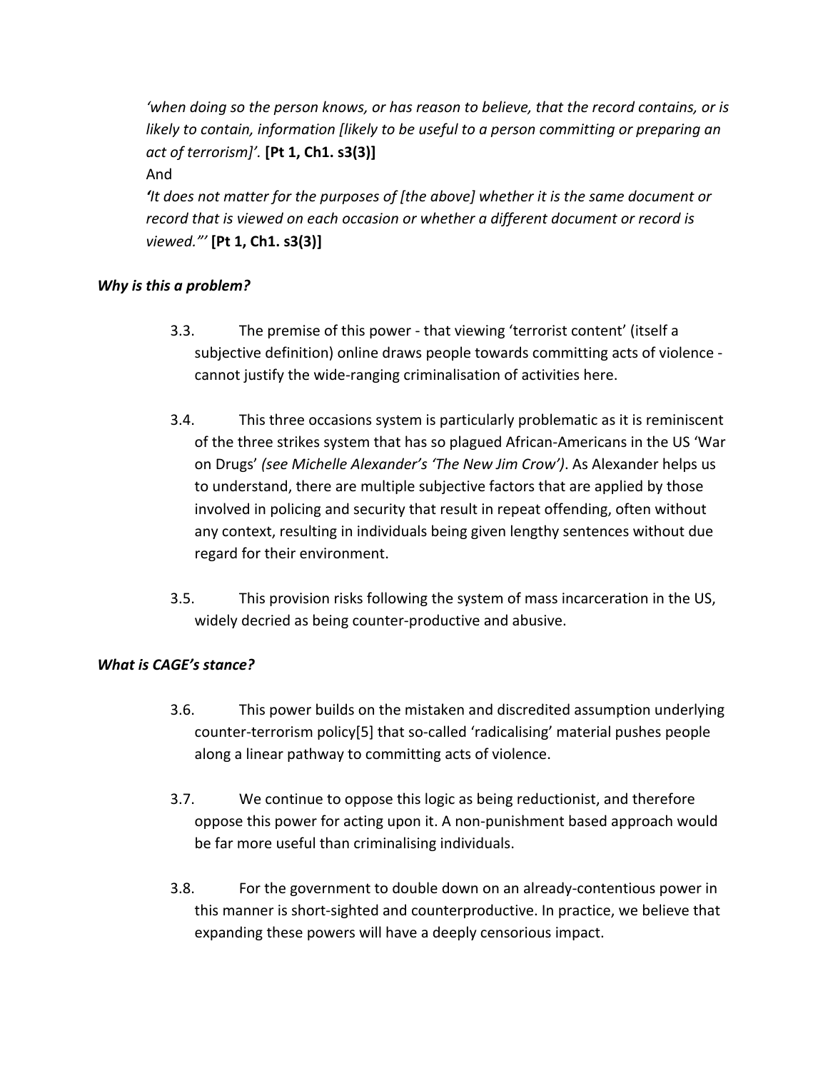*'when doing so the person knows, or has reason to believe, that the record contains, or is likely to contain, information [likely to be useful to a person committing or preparing an act of terrorism]'.* **[Pt 1, Ch1. s3(3)]**

And

***'****It does not matter for the purposes of [the above] whether it is the same document or record that is viewed on each occasion or whether a different document or record is viewed."'* **[Pt 1, Ch1. s3(3)]**

***Why is this a problem?***

3.3. The premise of this power - that viewing 'terrorist content' (itself a subjective definition) online draws people towards committing acts of violence - cannot justify the wide-ranging criminalisation of activities here.

3.4. This three occasions system is particularly problematic as it is reminiscent of the three strikes system that has so plagued African-Americans in the US 'War on Drugs' *(see Michelle Alexander's 'The New Jim Crow')*. As Alexander helps us to understand, there are multiple subjective factors that are applied by those involved in policing and security that result in repeat offending, often without any context, resulting in individuals being given lengthy sentences without due regard for their environment.

3.5. This provision risks following the system of mass incarceration in the US, widely decried as being counter-productive and abusive.

***What is CAGE's stance?***

3.6. This power builds on the mistaken and discredited assumption underlying counter-terrorism policy[5] that so-called 'radicalising' material pushes people along a linear pathway to committing acts of violence.

3.7. We continue to oppose this logic as being reductionist, and therefore oppose this power for acting upon it. A non-punishment based approach would be far more useful than criminalising individuals.

3.8. For the government to double down on an already-contentious power in this manner is short-sighted and counterproductive. In practice, we believe that expanding these powers will have a deeply censorious impact.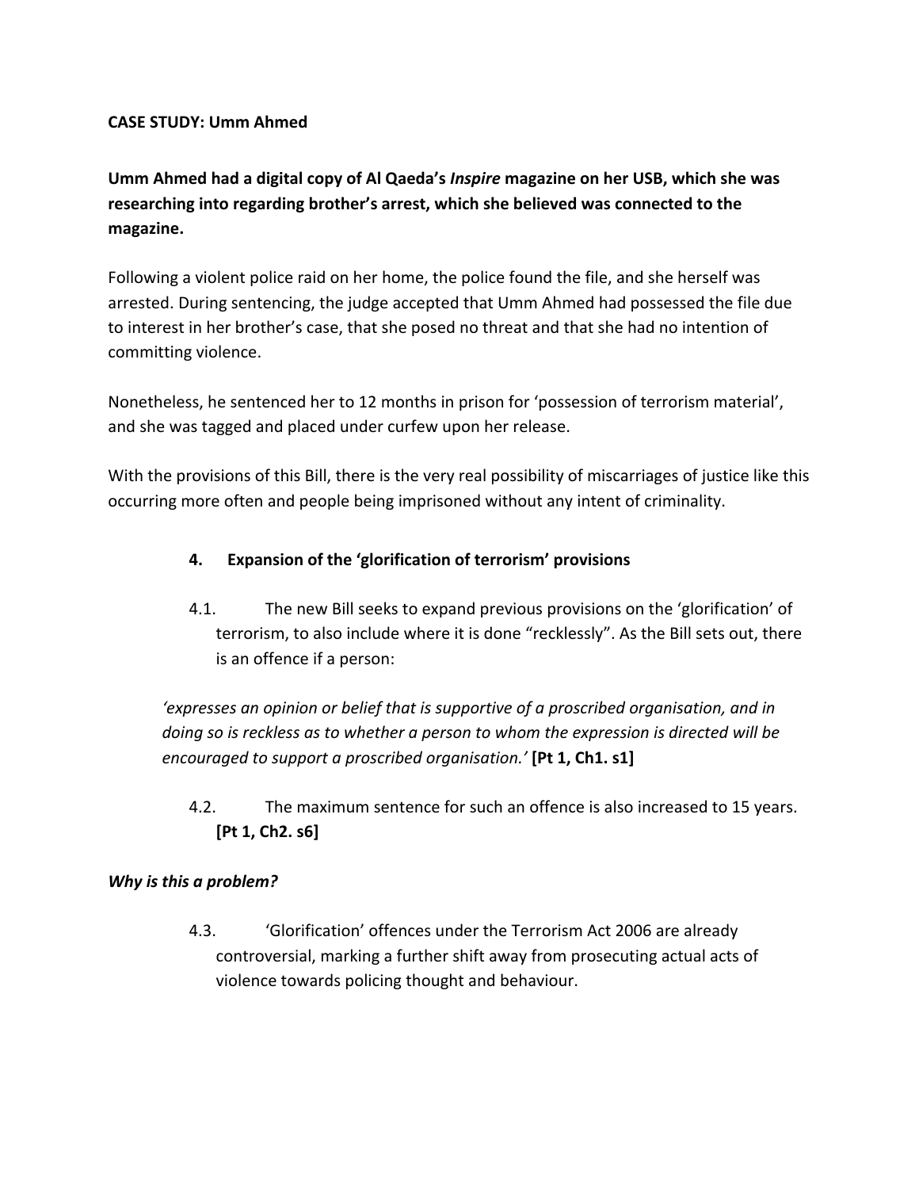**CASE STUDY: Umm Ahmed**

**Umm Ahmed had a digital copy of Al Qaeda's *Inspire* magazine on her USB, which she was researching into regarding brother's arrest, which she believed was connected to the magazine.**

Following a violent police raid on her home, the police found the file, and she herself was arrested. During sentencing, the judge accepted that Umm Ahmed had possessed the file due to interest in her brother's case, that she posed no threat and that she had no intention of committing violence.

Nonetheless, he sentenced her to 12 months in prison for 'possession of terrorism material', and she was tagged and placed under curfew upon her release.

With the provisions of this Bill, there is the very real possibility of miscarriages of justice like this occurring more often and people being imprisoned without any intent of criminality.

4. **Expansion of the 'glorification of terrorism' provisions**

4.1. The new Bill seeks to expand previous provisions on the 'glorification' of terrorism, to also include where it is done "recklessly". As the Bill sets out, there is an offence if a person:

*'expresses an opinion or belief that is supportive of a proscribed organisation, and in doing so is reckless as to whether a person to whom the expression is directed will be encouraged to support a proscribed organisation.'* **[Pt 1, Ch1. s1]**

4.2. The maximum sentence for such an offence is also increased to 15 years. **[Pt 1, Ch2. s6]**

***Why is this a problem?***

4.3. 'Glorification' offences under the Terrorism Act 2006 are already controversial, marking a further shift away from prosecuting actual acts of violence towards policing thought and behaviour.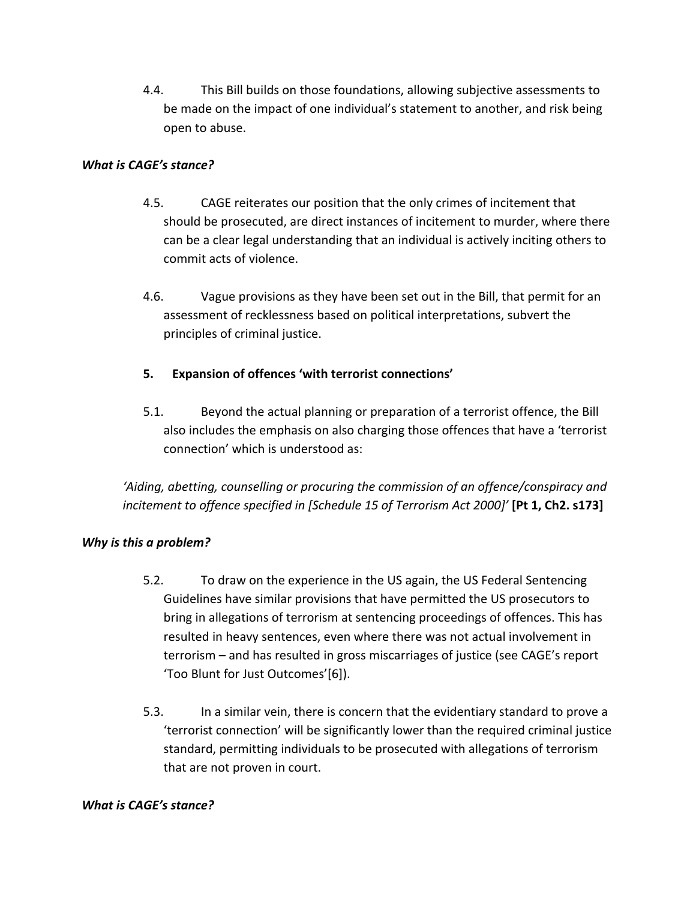4.4. This Bill builds on those foundations, allowing subjective assessments to be made on the impact of one individual's statement to another, and risk being open to abuse.

***What is CAGE's stance?***

4.5. CAGE reiterates our position that the only crimes of incitement that should be prosecuted, are direct instances of incitement to murder, where there can be a clear legal understanding that an individual is actively inciting others to commit acts of violence.

4.6. Vague provisions as they have been set out in the Bill, that permit for an assessment of recklessness based on political interpretations, subvert the principles of criminal justice.

## 5. Expansion of offences 'with terrorist connections'

5.1. Beyond the actual planning or preparation of a terrorist offence, the Bill also includes the emphasis on also charging those offences that have a 'terrorist connection' which is understood as:

*'Aiding, abetting, counselling or procuring the commission of an offence/conspiracy and incitement to offence specified in [Schedule 15 of Terrorism Act 2000]'* **[Pt 1, Ch2. s173]**

***Why is this a problem?***

5.2. To draw on the experience in the US again, the US Federal Sentencing Guidelines have similar provisions that have permitted the US prosecutors to bring in allegations of terrorism at sentencing proceedings of offences. This has resulted in heavy sentences, even where there was not actual involvement in terrorism – and has resulted in gross miscarriages of justice (see CAGE's report 'Too Blunt for Just Outcomes'[6]).

5.3. In a similar vein, there is concern that the evidentiary standard to prove a 'terrorist connection' will be significantly lower than the required criminal justice standard, permitting individuals to be prosecuted with allegations of terrorism that are not proven in court.

***What is CAGE's stance?***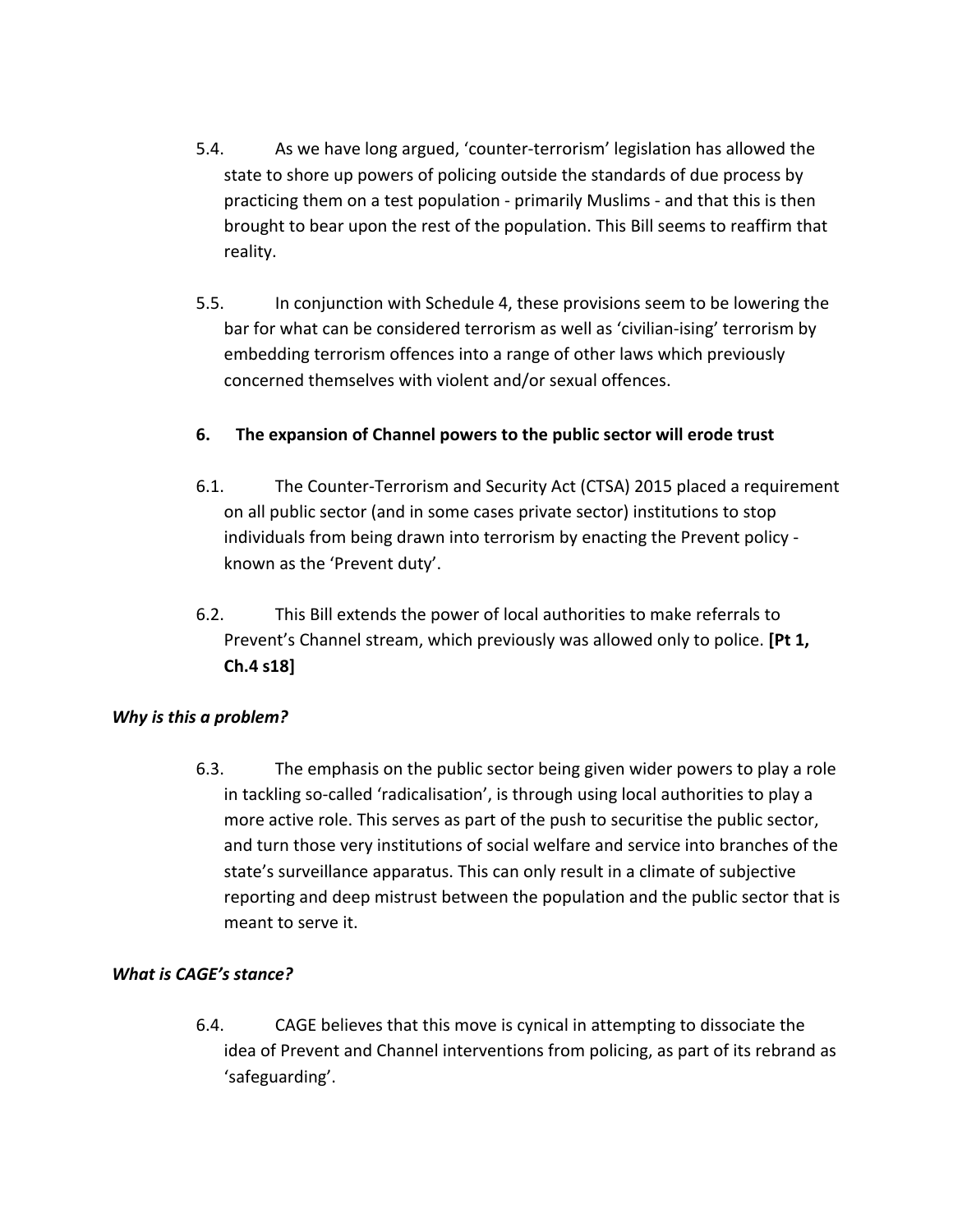5.4. As we have long argued, 'counter-terrorism' legislation has allowed the state to shore up powers of policing outside the standards of due process by practicing them on a test population - primarily Muslims - and that this is then brought to bear upon the rest of the population. This Bill seems to reaffirm that reality.

5.5. In conjunction with Schedule 4, these provisions seem to be lowering the bar for what can be considered terrorism as well as 'civilian-ising' terrorism by embedding terrorism offences into a range of other laws which previously concerned themselves with violent and/or sexual offences.

## 6. The expansion of Channel powers to the public sector will erode trust

6.1. The Counter-Terrorism and Security Act (CTSA) 2015 placed a requirement on all public sector (and in some cases private sector) institutions to stop individuals from being drawn into terrorism by enacting the Prevent policy - known as the 'Prevent duty'.

6.2. This Bill extends the power of local authorities to make referrals to Prevent's Channel stream, which previously was allowed only to police. **[Pt 1, Ch.4 s18]**

### *Why is this a problem?*

6.3. The emphasis on the public sector being given wider powers to play a role in tackling so-called 'radicalisation', is through using local authorities to play a more active role. This serves as part of the push to securitise the public sector, and turn those very institutions of social welfare and service into branches of the state's surveillance apparatus. This can only result in a climate of subjective reporting and deep mistrust between the population and the public sector that is meant to serve it.

### *What is CAGE's stance?*

6.4. CAGE believes that this move is cynical in attempting to dissociate the idea of Prevent and Channel interventions from policing, as part of its rebrand as 'safeguarding'.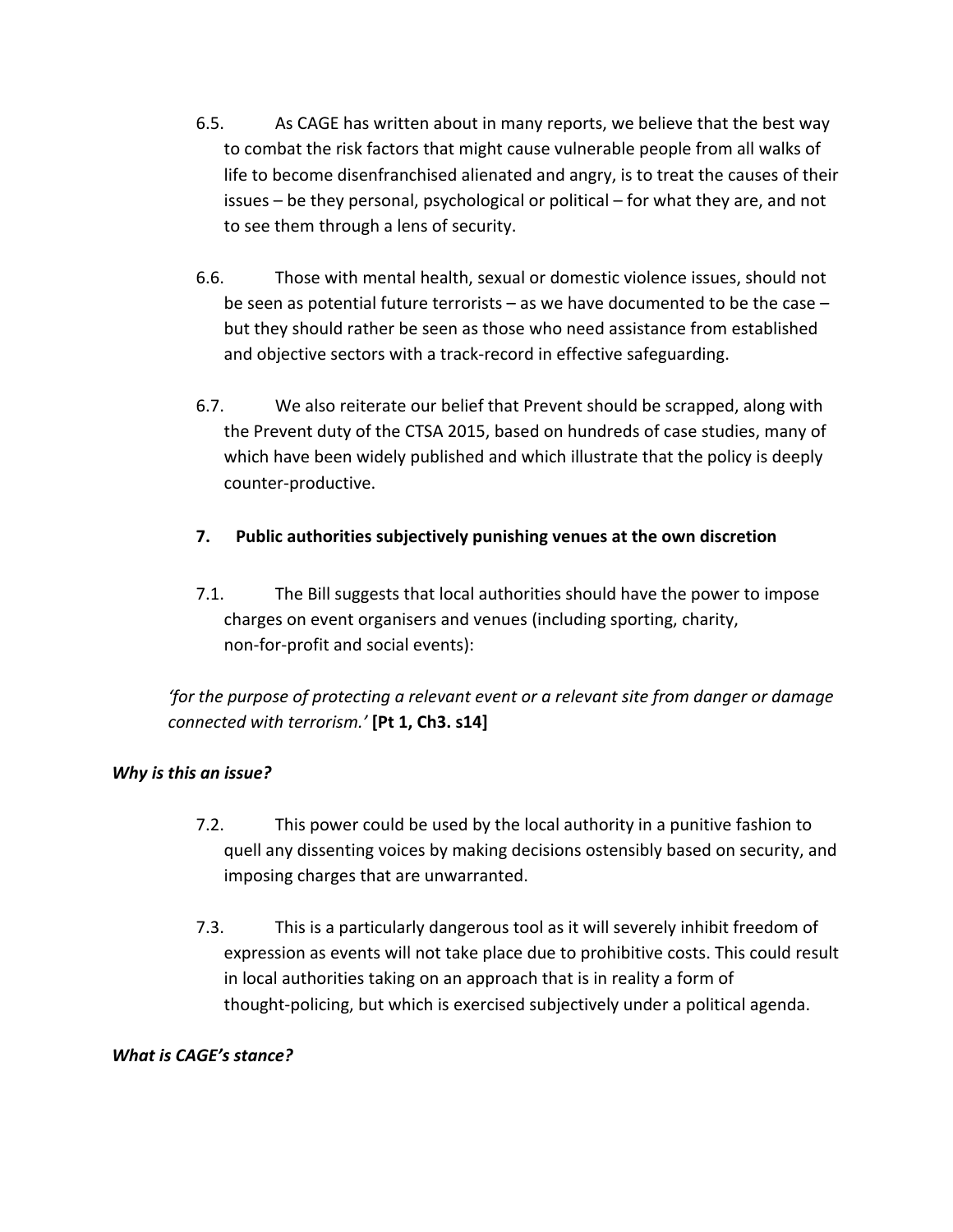6.5. As CAGE has written about in many reports, we believe that the best way to combat the risk factors that might cause vulnerable people from all walks of life to become disenfranchised alienated and angry, is to treat the causes of their issues – be they personal, psychological or political – for what they are, and not to see them through a lens of security.

6.6. Those with mental health, sexual or domestic violence issues, should not be seen as potential future terrorists – as we have documented to be the case – but they should rather be seen as those who need assistance from established and objective sectors with a track-record in effective safeguarding.

6.7. We also reiterate our belief that Prevent should be scrapped, along with the Prevent duty of the CTSA 2015, based on hundreds of case studies, many of which have been widely published and which illustrate that the policy is deeply counter-productive.

## 7. Public authorities subjectively punishing venues at the own discretion

7.1. The Bill suggests that local authorities should have the power to impose charges on event organisers and venues (including sporting, charity, non-for-profit and social events):

*'for the purpose of protecting a relevant event or a relevant site from danger or damage connected with terrorism.'* **[Pt 1, Ch3. s14]**

***Why is this an issue?***

7.2. This power could be used by the local authority in a punitive fashion to quell any dissenting voices by making decisions ostensibly based on security, and imposing charges that are unwarranted.

7.3. This is a particularly dangerous tool as it will severely inhibit freedom of expression as events will not take place due to prohibitive costs. This could result in local authorities taking on an approach that is in reality a form of thought-policing, but which is exercised subjectively under a political agenda.

***What is CAGE's stance?***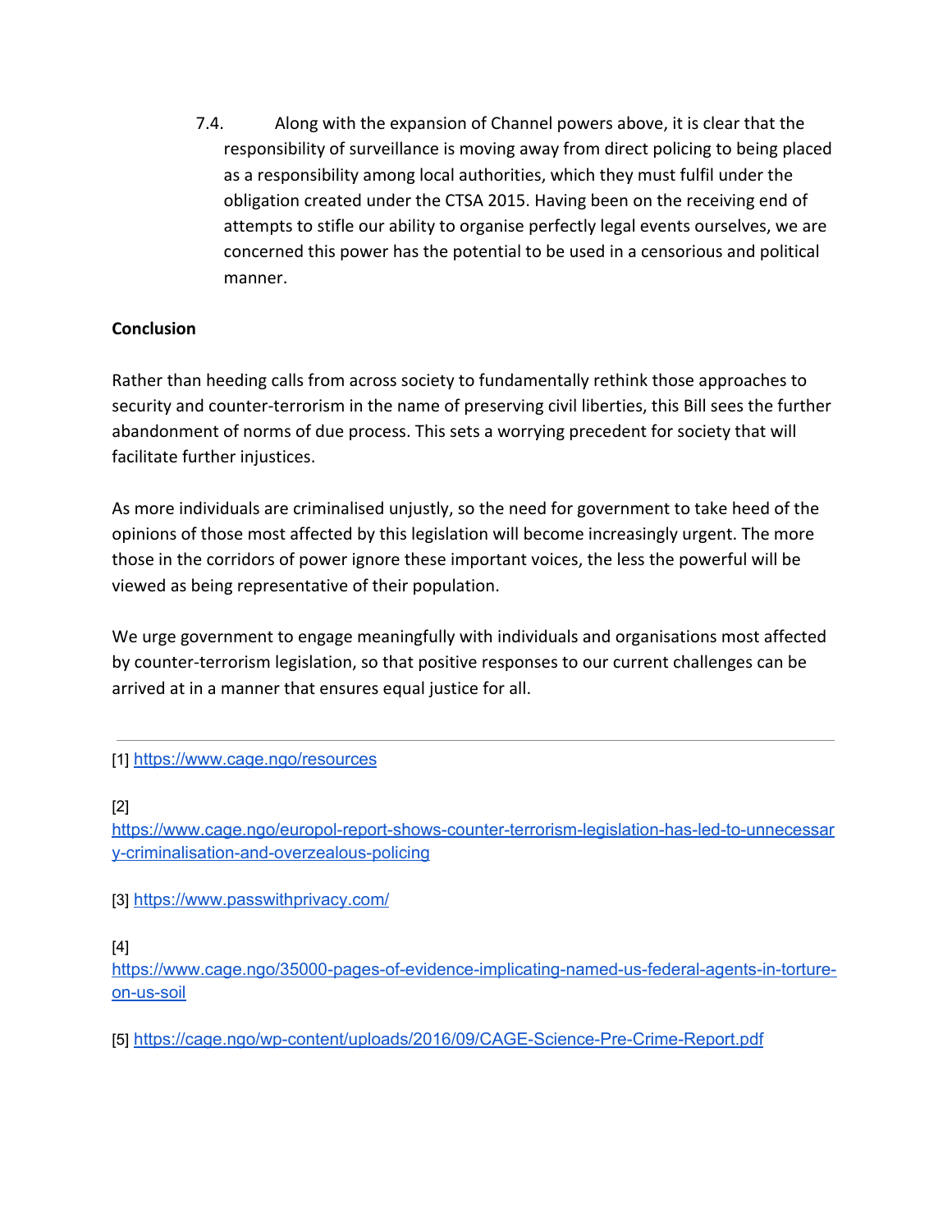7.4. Along with the expansion of Channel powers above, it is clear that the responsibility of surveillance is moving away from direct policing to being placed as a responsibility among local authorities, which they must fulfil under the obligation created under the CTSA 2015. Having been on the receiving end of attempts to stifle our ability to organise perfectly legal events ourselves, we are concerned this power has the potential to be used in a censorious and political manner.

**Conclusion**

Rather than heeding calls from across society to fundamentally rethink those approaches to security and counter-terrorism in the name of preserving civil liberties, this Bill sees the further abandonment of norms of due process. This sets a worrying precedent for society that will facilitate further injustices.

As more individuals are criminalised unjustly, so the need for government to take heed of the opinions of those most affected by this legislation will become increasingly urgent. The more those in the corridors of power ignore these important voices, the less the powerful will be viewed as being representative of their population.

We urge government to engage meaningfully with individuals and organisations most affected by counter-terrorism legislation, so that positive responses to our current challenges can be arrived at in a manner that ensures equal justice for all.

---

[1] https://www.cage.ngo/resources

[2] https://www.cage.ngo/europol-report-shows-counter-terrorism-legislation-has-led-to-unnecessary-criminalisation-and-overzealous-policing

[3] https://www.passwithprivacy.com/

[4] https://www.cage.ngo/35000-pages-of-evidence-implicating-named-us-federal-agents-in-torture-on-us-soil

[5] https://cage.ngo/wp-content/uploads/2016/09/CAGE-Science-Pre-Crime-Report.pdf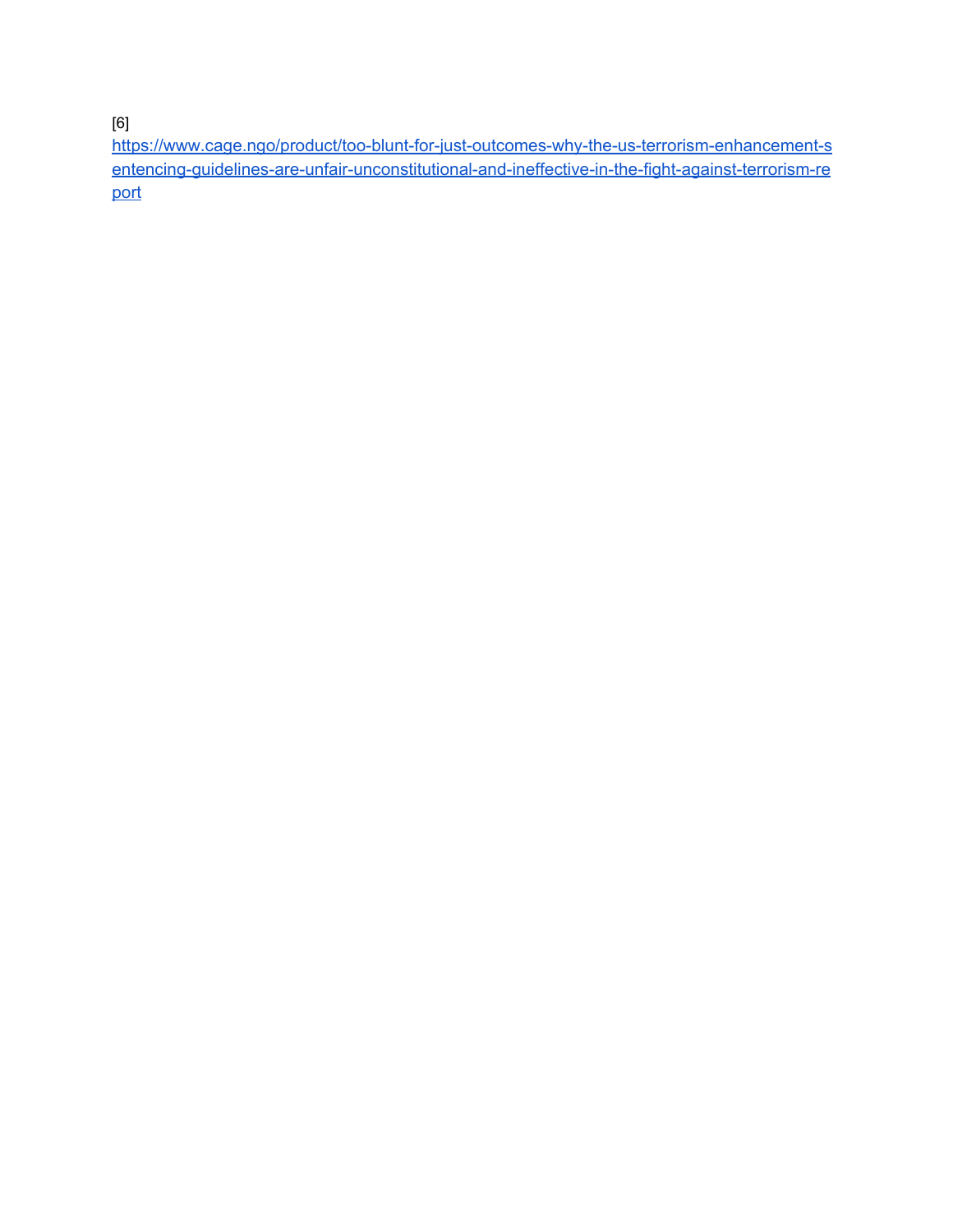[6]
https://www.cage.ngo/product/too-blunt-for-just-outcomes-why-the-us-terrorism-enhancement-sentencing-guidelines-are-unfair-unconstitutional-and-ineffective-in-the-fight-against-terrorism-report